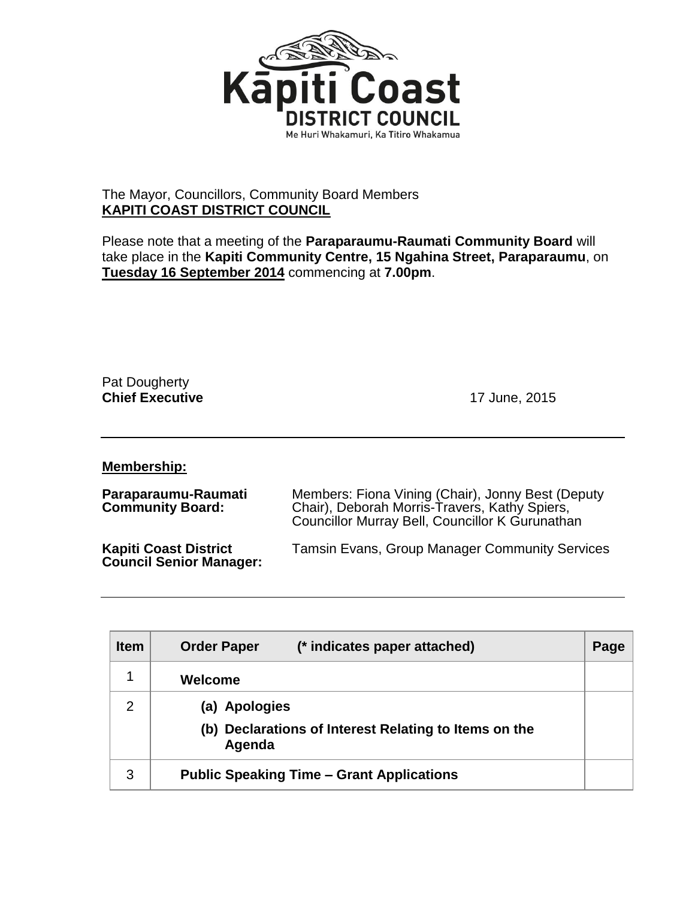Kāpiti Coast
DISTRICT COUNCIL
Me Huri Whakamuri, Ka Titiro Whakamua

The Mayor, Councillors, Community Board Members
**KAPITI COAST DISTRICT COUNCIL**

Please note that a meeting of the **Paraparaumu-Raumati Community Board** will take place in the **Kapiti Community Centre, 15 Ngahina Street, Paraparaumu**, on **Tuesday 16 September 2014** commencing at **7.00pm**.

Pat Dougherty
**Chief Executive**

17 June, 2015

---

**Membership:**

| | |
|---|---|
| **Paraparaumu-Raumati Community Board:** | Members: Fiona Vining (Chair), Jonny Best (Deputy Chair), Deborah Morris-Travers, Kathy Spiers, Councillor Murray Bell, Councillor K Gurunathan |
| **Kapiti Coast District Council Senior Manager:** | Tamsin Evans, Group Manager Community Services |

---

| Item | Order Paper (* indicates paper attached) | Page |
|---|---|---|
| 1 | **Welcome** | |
| 2 | **(a) Apologies**<br>**(b) Declarations of Interest Relating to Items on the Agenda** | |
| 3 | **Public Speaking Time – Grant Applications** | |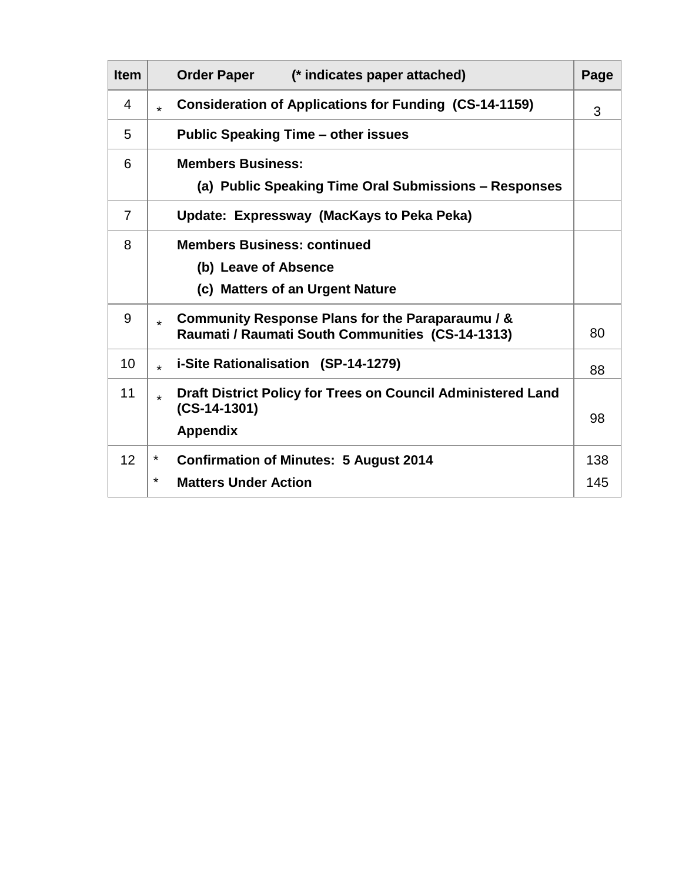| Item | | Order Paper (* indicates paper attached) | Page |
|---|---|---|---|
| 4 | * | **Consideration of Applications for Funding (CS-14-1159)** | 3 |
| 5 | | **Public Speaking Time – other issues** | |
| 6 | | **Members Business:**<br>**(a) Public Speaking Time Oral Submissions – Responses** | |
| 7 | | **Update: Expressway (MacKays to Peka Peka)** | |
| 8 | | **Members Business: continued**<br>**(b) Leave of Absence**<br>**(c) Matters of an Urgent Nature** | |
| 9 | * | **Community Response Plans for the Paraparaumu / & Raumati / Raumati South Communities (CS-14-1313)** | 80 |
| 10 | * | **i-Site Rationalisation (SP-14-1279)** | 88 |
| 11 | * | **Draft District Policy for Trees on Council Administered Land (CS-14-1301)**<br>**Appendix** | 98 |
| 12 | *<br>* | **Confirmation of Minutes: 5 August 2014**<br>**Matters Under Action** | 138<br>145 |